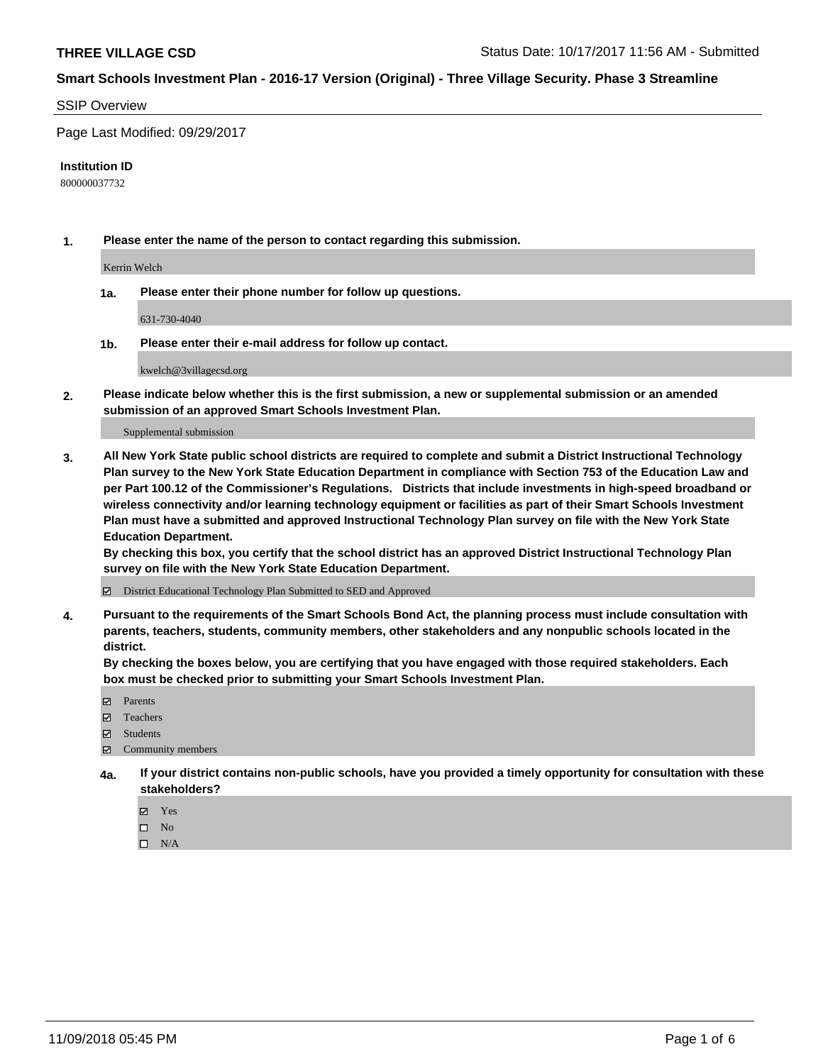**THREE VILLAGE CSD**

Status Date: 10/17/2017 11:56 AM - Submitted

## Smart Schools Investment Plan - 2016-17 Version (Original) - Three Village Security. Phase 3 Streamline

SSIP Overview

Page Last Modified: 09/29/2017

**Institution ID**

800000037732

**1. Please enter the name of the person to contact regarding this submission.**

Kerrin Welch

**1a. Please enter their phone number for follow up questions.**

631-730-4040

**1b. Please enter their e-mail address for follow up contact.**

kwelch@3villagecsd.org

**2. Please indicate below whether this is the first submission, a new or supplemental submission or an amended submission of an approved Smart Schools Investment Plan.**

Supplemental submission

**3. All New York State public school districts are required to complete and submit a District Instructional Technology Plan survey to the New York State Education Department in compliance with Section 753 of the Education Law and per Part 100.12 of the Commissioner's Regulations. Districts that include investments in high-speed broadband or wireless connectivity and/or learning technology equipment or facilities as part of their Smart Schools Investment Plan must have a submitted and approved Instructional Technology Plan survey on file with the New York State Education Department.**
**By checking this box, you certify that the school district has an approved District Instructional Technology Plan survey on file with the New York State Education Department.**

☑ District Educational Technology Plan Submitted to SED and Approved

**4. Pursuant to the requirements of the Smart Schools Bond Act, the planning process must include consultation with parents, teachers, students, community members, other stakeholders and any nonpublic schools located in the district.**
**By checking the boxes below, you are certifying that you have engaged with those required stakeholders. Each box must be checked prior to submitting your Smart Schools Investment Plan.**

- ☑ Parents
- ☑ Teachers
- ☑ Students
- ☑ Community members

**4a. If your district contains non-public schools, have you provided a timely opportunity for consultation with these stakeholders?**

- ☑ Yes
- ☐ No
- ☐ N/A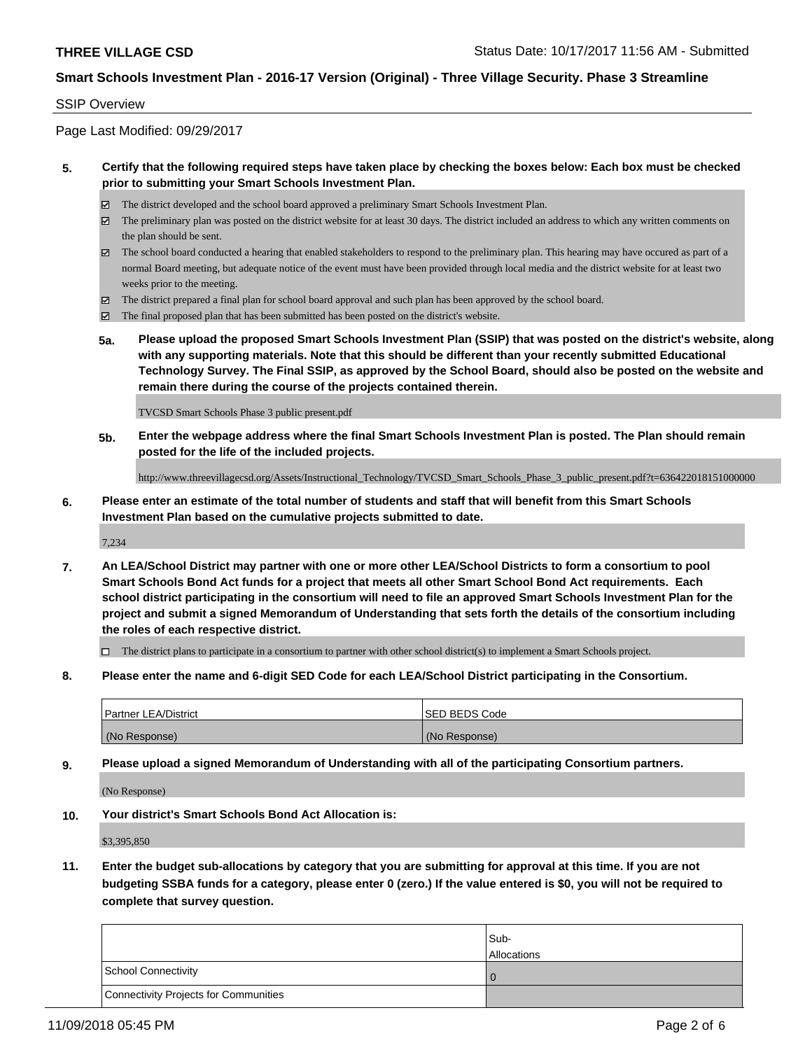SSIP Overview

Page Last Modified: 09/29/2017

**5. Certify that the following required steps have taken place by checking the boxes below: Each box must be checked prior to submitting your Smart Schools Investment Plan.**

- ☑ The district developed and the school board approved a preliminary Smart Schools Investment Plan.
- ☑ The preliminary plan was posted on the district website for at least 30 days. The district included an address to which any written comments on the plan should be sent.
- ☑ The school board conducted a hearing that enabled stakeholders to respond to the preliminary plan. This hearing may have occured as part of a normal Board meeting, but adequate notice of the event must have been provided through local media and the district website for at least two weeks prior to the meeting.
- ☑ The district prepared a final plan for school board approval and such plan has been approved by the school board.
- ☑ The final proposed plan that has been submitted has been posted on the district's website.

**5a. Please upload the proposed Smart Schools Investment Plan (SSIP) that was posted on the district's website, along with any supporting materials. Note that this should be different than your recently submitted Educational Technology Survey. The Final SSIP, as approved by the School Board, should also be posted on the website and remain there during the course of the projects contained therein.**

TVCSD Smart Schools Phase 3 public present.pdf

**5b. Enter the webpage address where the final Smart Schools Investment Plan is posted. The Plan should remain posted for the life of the included projects.**

http://www.threevillagecsd.org/Assets/Instructional_Technology/TVCSD_Smart_Schools_Phase_3_public_present.pdf?t=636422018151000000

**6. Please enter an estimate of the total number of students and staff that will benefit from this Smart Schools Investment Plan based on the cumulative projects submitted to date.**

7,234

**7. An LEA/School District may partner with one or more other LEA/School Districts to form a consortium to pool Smart Schools Bond Act funds for a project that meets all other Smart School Bond Act requirements. Each school district participating in the consortium will need to file an approved Smart Schools Investment Plan for the project and submit a signed Memorandum of Understanding that sets forth the details of the consortium including the roles of each respective district.**

- ☐ The district plans to participate in a consortium to partner with other school district(s) to implement a Smart Schools project.

**8. Please enter the name and 6-digit SED Code for each LEA/School District participating in the Consortium.**

| Partner LEA/District | SED BEDS Code |
|---|---|
| (No Response) | (No Response) |

**9. Please upload a signed Memorandum of Understanding with all of the participating Consortium partners.**

(No Response)

**10. Your district's Smart Schools Bond Act Allocation is:**

$3,395,850

**11. Enter the budget sub-allocations by category that you are submitting for approval at this time. If you are not budgeting SSBA funds for a category, please enter 0 (zero.) If the value entered is $0, you will not be required to complete that survey question.**

| | Sub-Allocations |
|---|---|
| School Connectivity | 0 |
| Connectivity Projects for Communities | |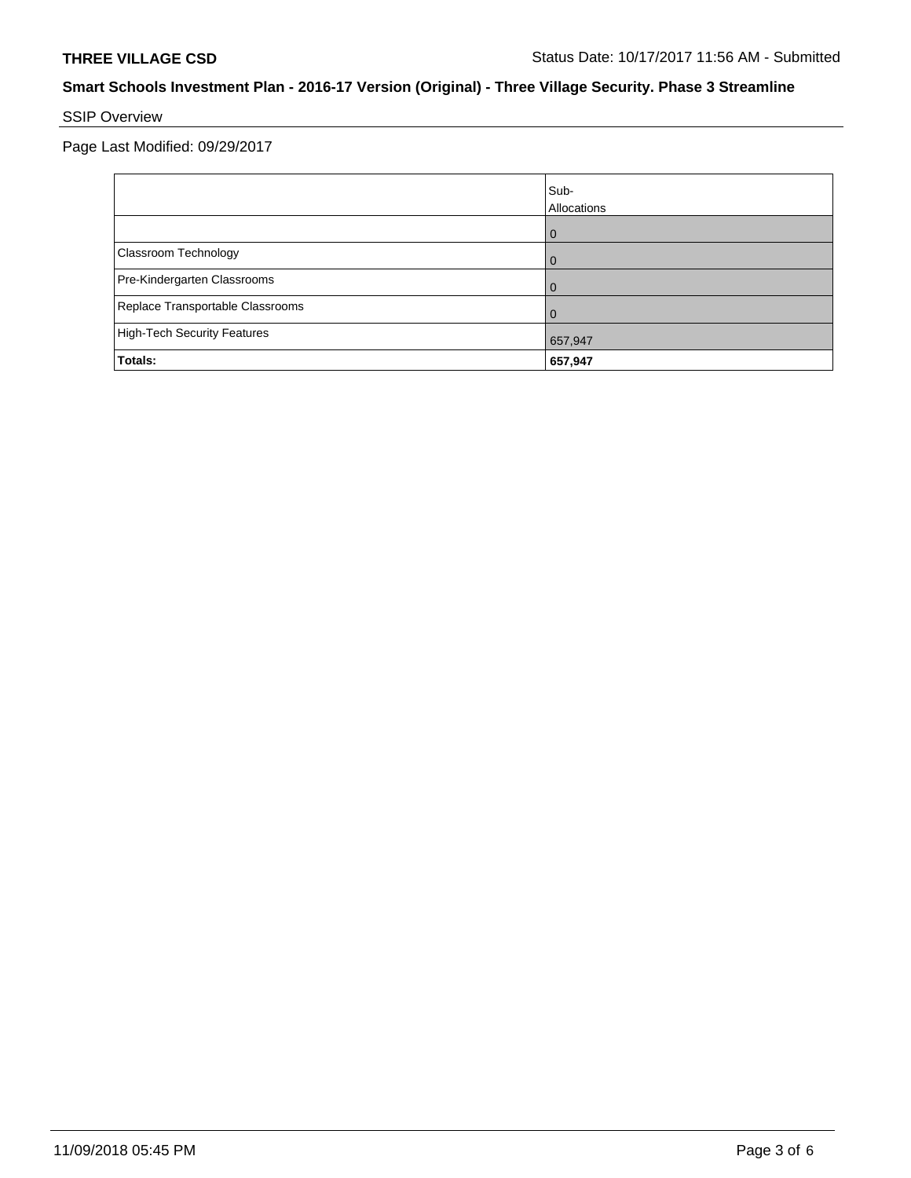**THREE VILLAGE CSD** Status Date: 10/17/2017 11:56 AM - Submitted

**Smart Schools Investment Plan - 2016-17 Version (Original) - Three Village Security. Phase 3 Streamline**

SSIP Overview

Page Last Modified: 09/29/2017

| | Sub-Allocations |
|---|---|
| | 0 |
| Classroom Technology | 0 |
| Pre-Kindergarten Classrooms | 0 |
| Replace Transportable Classrooms | 0 |
| High-Tech Security Features | 657,947 |
| **Totals:** | **657,947** |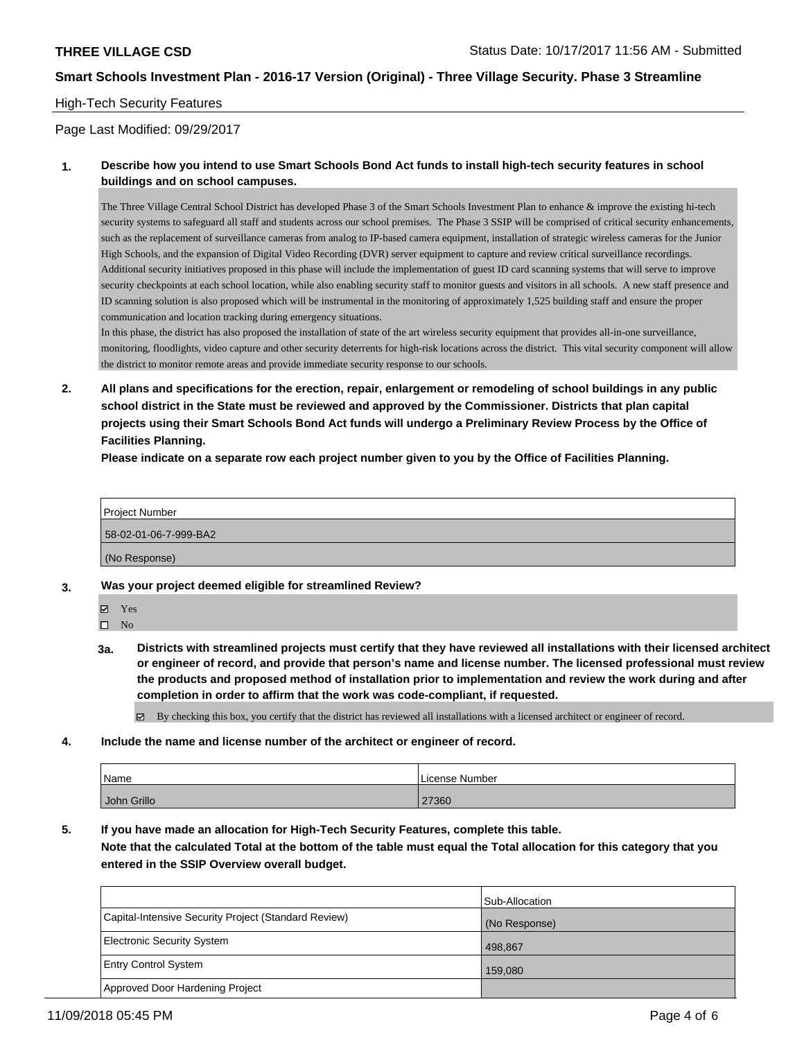## High-Tech Security Features

Page Last Modified: 09/29/2017

**1. Describe how you intend to use Smart Schools Bond Act funds to install high-tech security features in school buildings and on school campuses.**

The Three Village Central School District has developed Phase 3 of the Smart Schools Investment Plan to enhance & improve the existing hi-tech security systems to safeguard all staff and students across our school premises. The Phase 3 SSIP will be comprised of critical security enhancements, such as the replacement of surveillance cameras from analog to IP-based camera equipment, installation of strategic wireless cameras for the Junior High Schools, and the expansion of Digital Video Recording (DVR) server equipment to capture and review critical surveillance recordings. Additional security initiatives proposed in this phase will include the implementation of guest ID card scanning systems that will serve to improve security checkpoints at each school location, while also enabling security staff to monitor guests and visitors in all schools. A new staff presence and ID scanning solution is also proposed which will be instrumental in the monitoring of approximately 1,525 building staff and ensure the proper communication and location tracking during emergency situations.
In this phase, the district has also proposed the installation of state of the art wireless security equipment that provides all-in-one surveillance, monitoring, floodlights, video capture and other security deterrents for high-risk locations across the district. This vital security component will allow the district to monitor remote areas and provide immediate security response to our schools.

**2. All plans and specifications for the erection, repair, enlargement or remodeling of school buildings in any public school district in the State must be reviewed and approved by the Commissioner. Districts that plan capital projects using their Smart Schools Bond Act funds will undergo a Preliminary Review Process by the Office of Facilities Planning.**

**Please indicate on a separate row each project number given to you by the Office of Facilities Planning.**

| Project Number |
|---|
| 58-02-01-06-7-999-BA2 |
| (No Response) |

**3. Was your project deemed eligible for streamlined Review?**

- ☑ Yes
- ☐ No

**3a. Districts with streamlined projects must certify that they have reviewed all installations with their licensed architect or engineer of record, and provide that person's name and license number. The licensed professional must review the products and proposed method of installation prior to implementation and review the work during and after completion in order to affirm that the work was code-compliant, if requested.**

☑ By checking this box, you certify that the district has reviewed all installations with a licensed architect or engineer of record.

**4. Include the name and license number of the architect or engineer of record.**

| Name | License Number |
|---|---|
| John Grillo | 27360 |

**5. If you have made an allocation for High-Tech Security Features, complete this table.**
**Note that the calculated Total at the bottom of the table must equal the Total allocation for this category that you entered in the SSIP Overview overall budget.**

| | Sub-Allocation |
|---|---|
| Capital-Intensive Security Project (Standard Review) | (No Response) |
| Electronic Security System | 498,867 |
| Entry Control System | 159,080 |
| Approved Door Hardening Project | |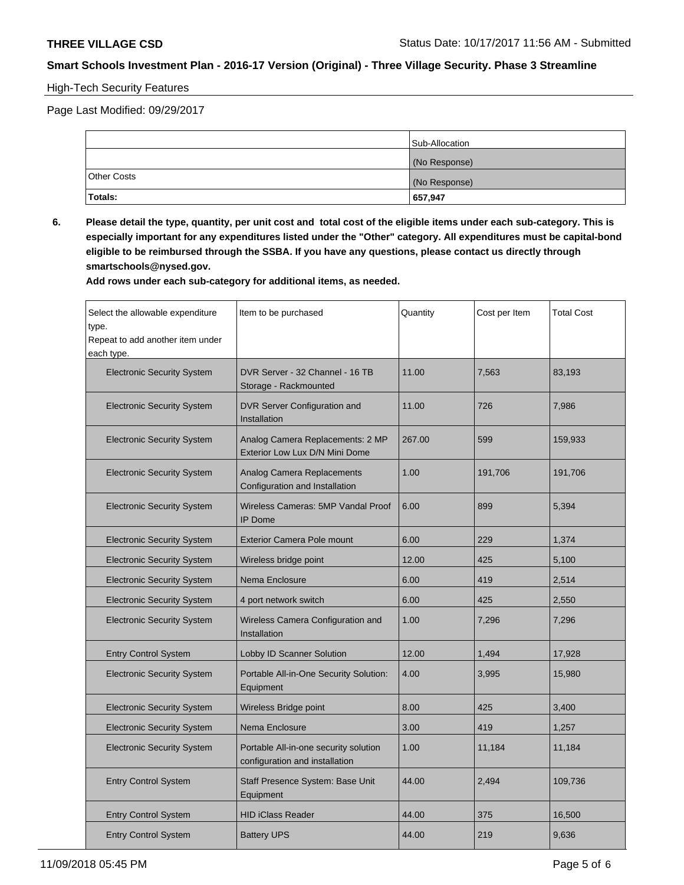High-Tech Security Features

Page Last Modified: 09/29/2017

| | Sub-Allocation |
|---|---|
| | (No Response) |
| Other Costs | (No Response) |
| **Totals:** | **657,947** |

**6. Please detail the type, quantity, per unit cost and total cost of the eligible items under each sub-category. This is especially important for any expenditures listed under the "Other" category. All expenditures must be capital-bond eligible to be reimbursed through the SSBA. If you have any questions, please contact us directly through smartschools@nysed.gov.**

**Add rows under each sub-category for additional items, as needed.**

| Select the allowable expenditure type. Repeat to add another item under each type. | Item to be purchased | Quantity | Cost per Item | Total Cost |
|---|---|---|---|---|
| Electronic Security System | DVR Server - 32 Channel - 16 TB Storage - Rackmounted | 11.00 | 7,563 | 83,193 |
| Electronic Security System | DVR Server Configuration and Installation | 11.00 | 726 | 7,986 |
| Electronic Security System | Analog Camera Replacements: 2 MP Exterior Low Lux D/N Mini Dome | 267.00 | 599 | 159,933 |
| Electronic Security System | Analog Camera Replacements Configuration and Installation | 1.00 | 191,706 | 191,706 |
| Electronic Security System | Wireless Cameras: 5MP Vandal Proof IP Dome | 6.00 | 899 | 5,394 |
| Electronic Security System | Exterior Camera Pole mount | 6.00 | 229 | 1,374 |
| Electronic Security System | Wireless bridge point | 12.00 | 425 | 5,100 |
| Electronic Security System | Nema Enclosure | 6.00 | 419 | 2,514 |
| Electronic Security System | 4 port network switch | 6.00 | 425 | 2,550 |
| Electronic Security System | Wireless Camera Configuration and Installation | 1.00 | 7,296 | 7,296 |
| Entry Control System | Lobby ID Scanner Solution | 12.00 | 1,494 | 17,928 |
| Electronic Security System | Portable All-in-One Security Solution: Equipment | 4.00 | 3,995 | 15,980 |
| Electronic Security System | Wireless Bridge point | 8.00 | 425 | 3,400 |
| Electronic Security System | Nema Enclosure | 3.00 | 419 | 1,257 |
| Electronic Security System | Portable All-in-one security solution configuration and installation | 1.00 | 11,184 | 11,184 |
| Entry Control System | Staff Presence System: Base Unit Equipment | 44.00 | 2,494 | 109,736 |
| Entry Control System | HID iClass Reader | 44.00 | 375 | 16,500 |
| Entry Control System | Battery UPS | 44.00 | 219 | 9,636 |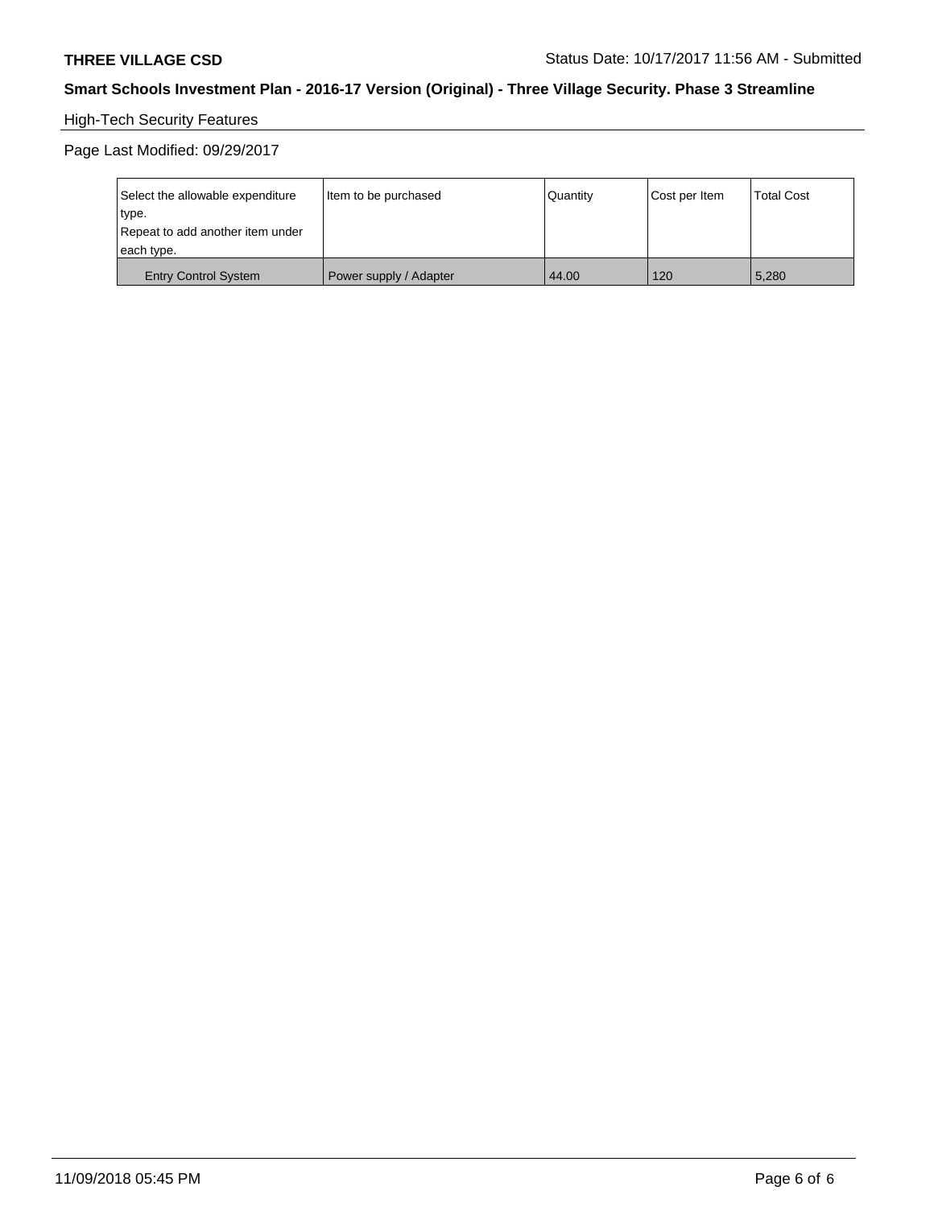High-Tech Security Features

Page Last Modified: 09/29/2017

| Select the allowable expenditure type. Repeat to add another item under each type. | Item to be purchased | Quantity | Cost per Item | Total Cost |
|---|---|---|---|---|
| Entry Control System | Power supply / Adapter | 44.00 | 120 | 5,280 |